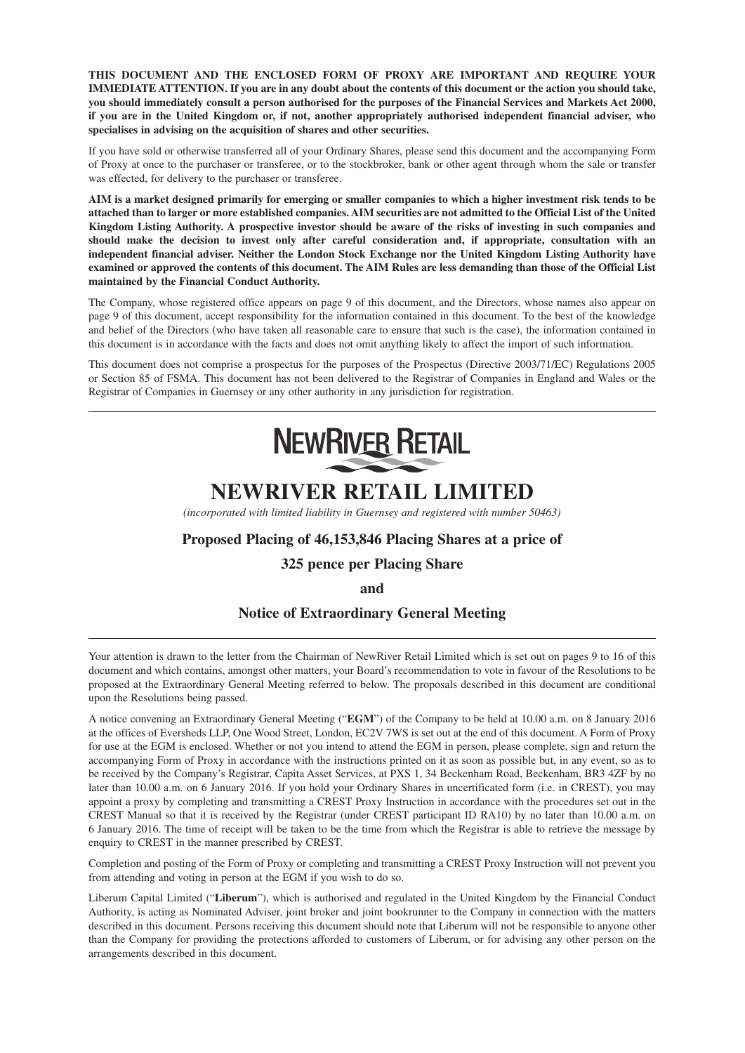**THIS DOCUMENT AND THE ENCLOSED FORM OF PROXY ARE IMPORTANT AND REQUIRE YOUR IMMEDIATE ATTENTION. If you are in any doubt about the contents of this document or the action you should take, you should immediately consult a person authorised for the purposes of the Financial Services and Markets Act 2000, if you are in the United Kingdom or, if not, another appropriately authorised independent financial adviser, who specialises in advising on the acquisition of shares and other securities.**

If you have sold or otherwise transferred all of your Ordinary Shares, please send this document and the accompanying Form of Proxy at once to the purchaser or transferee, or to the stockbroker, bank or other agent through whom the sale or transfer was effected, for delivery to the purchaser or transferee.

**AIM is a market designed primarily for emerging or smaller companies to which a higher investment risk tends to be attached than to larger or more established companies. AIM securities are not admitted to the Official List of the United Kingdom Listing Authority. A prospective investor should be aware of the risks of investing in such companies and should make the decision to invest only after careful consideration and, if appropriate, consultation with an independent financial adviser. Neither the London Stock Exchange nor the United Kingdom Listing Authority have examined or approved the contents of this document. The AIM Rules are less demanding than those of the Official List maintained by the Financial Conduct Authority.**

The Company, whose registered office appears on page 9 of this document, and the Directors, whose names also appear on page 9 of this document, accept responsibility for the information contained in this document. To the best of the knowledge and belief of the Directors (who have taken all reasonable care to ensure that such is the case), the information contained in this document is in accordance with the facts and does not omit anything likely to affect the import of such information.

This document does not comprise a prospectus for the purposes of the Prospectus (Directive 2003/71/EC) Regulations 2005 or Section 85 of FSMA. This document has not been delivered to the Registrar of Companies in England and Wales or the Registrar of Companies in Guernsey or any other authority in any jurisdiction for registration.

NEWRIVER RETAIL

# NEWRIVER RETAIL LIMITED

*(incorporated with limited liability in Guernsey and registered with number 50463)*

## Proposed Placing of 46,153,846 Placing Shares at a price of 325 pence per Placing Share

## and

## Notice of Extraordinary General Meeting

Your attention is drawn to the letter from the Chairman of NewRiver Retail Limited which is set out on pages 9 to 16 of this document and which contains, amongst other matters, your Board's recommendation to vote in favour of the Resolutions to be proposed at the Extraordinary General Meeting referred to below. The proposals described in this document are conditional upon the Resolutions being passed.

A notice convening an Extraordinary General Meeting ("**EGM**") of the Company to be held at 10.00 a.m. on 8 January 2016 at the offices of Eversheds LLP, One Wood Street, London, EC2V 7WS is set out at the end of this document. A Form of Proxy for use at the EGM is enclosed. Whether or not you intend to attend the EGM in person, please complete, sign and return the accompanying Form of Proxy in accordance with the instructions printed on it as soon as possible but, in any event, so as to be received by the Company's Registrar, Capita Asset Services, at PXS 1, 34 Beckenham Road, Beckenham, BR3 4ZF by no later than 10.00 a.m. on 6 January 2016. If you hold your Ordinary Shares in uncertificated form (i.e. in CREST), you may appoint a proxy by completing and transmitting a CREST Proxy Instruction in accordance with the procedures set out in the CREST Manual so that it is received by the Registrar (under CREST participant ID RA10) by no later than 10.00 a.m. on 6 January 2016. The time of receipt will be taken to be the time from which the Registrar is able to retrieve the message by enquiry to CREST in the manner prescribed by CREST.

Completion and posting of the Form of Proxy or completing and transmitting a CREST Proxy Instruction will not prevent you from attending and voting in person at the EGM if you wish to do so.

Liberum Capital Limited ("**Liberum**"), which is authorised and regulated in the United Kingdom by the Financial Conduct Authority, is acting as Nominated Adviser, joint broker and joint bookrunner to the Company in connection with the matters described in this document. Persons receiving this document should note that Liberum will not be responsible to anyone other than the Company for providing the protections afforded to customers of Liberum, or for advising any other person on the arrangements described in this document.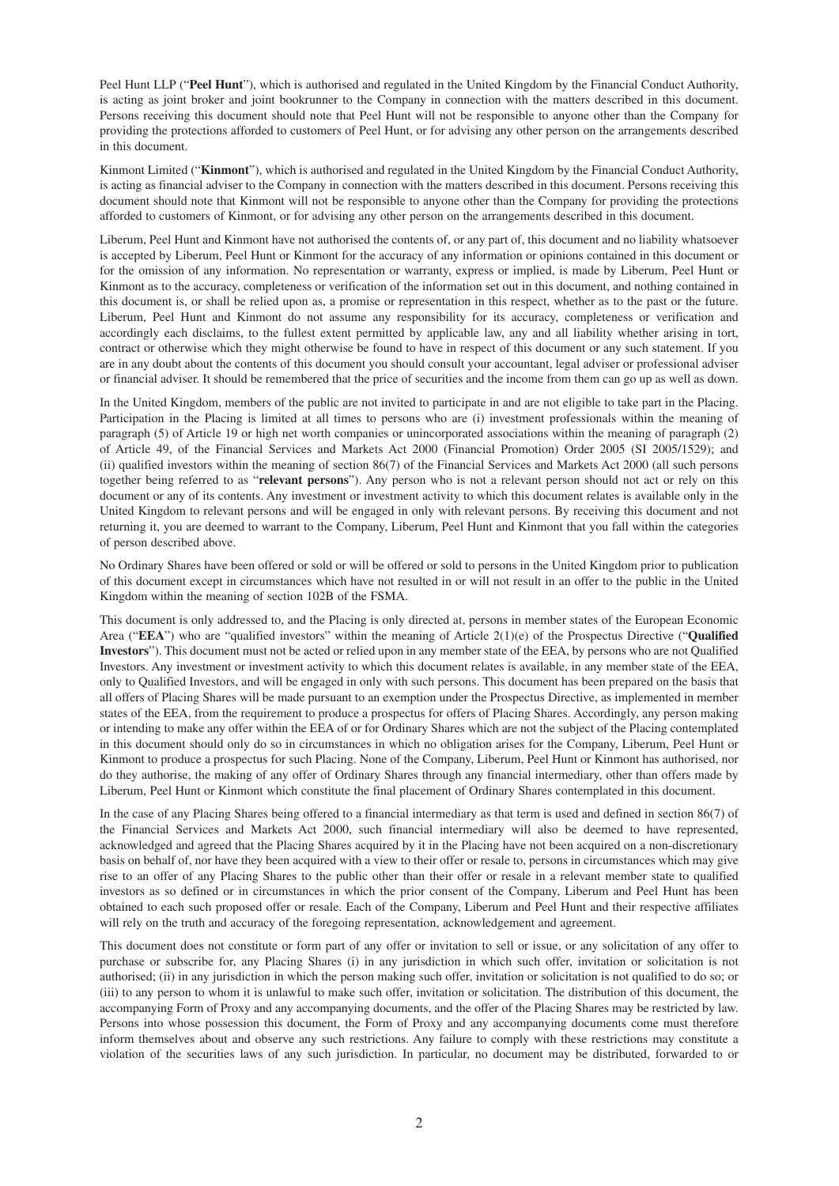Peel Hunt LLP ("**Peel Hunt**"), which is authorised and regulated in the United Kingdom by the Financial Conduct Authority, is acting as joint broker and joint bookrunner to the Company in connection with the matters described in this document. Persons receiving this document should note that Peel Hunt will not be responsible to anyone other than the Company for providing the protections afforded to customers of Peel Hunt, or for advising any other person on the arrangements described in this document.

Kinmont Limited ("**Kinmont**"), which is authorised and regulated in the United Kingdom by the Financial Conduct Authority, is acting as financial adviser to the Company in connection with the matters described in this document. Persons receiving this document should note that Kinmont will not be responsible to anyone other than the Company for providing the protections afforded to customers of Kinmont, or for advising any other person on the arrangements described in this document.

Liberum, Peel Hunt and Kinmont have not authorised the contents of, or any part of, this document and no liability whatsoever is accepted by Liberum, Peel Hunt or Kinmont for the accuracy of any information or opinions contained in this document or for the omission of any information. No representation or warranty, express or implied, is made by Liberum, Peel Hunt or Kinmont as to the accuracy, completeness or verification of the information set out in this document, and nothing contained in this document is, or shall be relied upon as, a promise or representation in this respect, whether as to the past or the future. Liberum, Peel Hunt and Kinmont do not assume any responsibility for its accuracy, completeness or verification and accordingly each disclaims, to the fullest extent permitted by applicable law, any and all liability whether arising in tort, contract or otherwise which they might otherwise be found to have in respect of this document or any such statement. If you are in any doubt about the contents of this document you should consult your accountant, legal adviser or professional adviser or financial adviser. It should be remembered that the price of securities and the income from them can go up as well as down.

In the United Kingdom, members of the public are not invited to participate in and are not eligible to take part in the Placing. Participation in the Placing is limited at all times to persons who are (i) investment professionals within the meaning of paragraph (5) of Article 19 or high net worth companies or unincorporated associations within the meaning of paragraph (2) of Article 49, of the Financial Services and Markets Act 2000 (Financial Promotion) Order 2005 (SI 2005/1529); and (ii) qualified investors within the meaning of section 86(7) of the Financial Services and Markets Act 2000 (all such persons together being referred to as "**relevant persons**"). Any person who is not a relevant person should not act or rely on this document or any of its contents. Any investment or investment activity to which this document relates is available only in the United Kingdom to relevant persons and will be engaged in only with relevant persons. By receiving this document and not returning it, you are deemed to warrant to the Company, Liberum, Peel Hunt and Kinmont that you fall within the categories of person described above.

No Ordinary Shares have been offered or sold or will be offered or sold to persons in the United Kingdom prior to publication of this document except in circumstances which have not resulted in or will not result in an offer to the public in the United Kingdom within the meaning of section 102B of the FSMA.

This document is only addressed to, and the Placing is only directed at, persons in member states of the European Economic Area ("**EEA**") who are "qualified investors" within the meaning of Article 2(1)(e) of the Prospectus Directive ("**Qualified Investors**"). This document must not be acted or relied upon in any member state of the EEA, by persons who are not Qualified Investors. Any investment or investment activity to which this document relates is available, in any member state of the EEA, only to Qualified Investors, and will be engaged in only with such persons. This document has been prepared on the basis that all offers of Placing Shares will be made pursuant to an exemption under the Prospectus Directive, as implemented in member states of the EEA, from the requirement to produce a prospectus for offers of Placing Shares. Accordingly, any person making or intending to make any offer within the EEA of or for Ordinary Shares which are not the subject of the Placing contemplated in this document should only do so in circumstances in which no obligation arises for the Company, Liberum, Peel Hunt or Kinmont to produce a prospectus for such Placing. None of the Company, Liberum, Peel Hunt or Kinmont has authorised, nor do they authorise, the making of any offer of Ordinary Shares through any financial intermediary, other than offers made by Liberum, Peel Hunt or Kinmont which constitute the final placement of Ordinary Shares contemplated in this document.

In the case of any Placing Shares being offered to a financial intermediary as that term is used and defined in section 86(7) of the Financial Services and Markets Act 2000, such financial intermediary will also be deemed to have represented, acknowledged and agreed that the Placing Shares acquired by it in the Placing have not been acquired on a non-discretionary basis on behalf of, nor have they been acquired with a view to their offer or resale to, persons in circumstances which may give rise to an offer of any Placing Shares to the public other than their offer or resale in a relevant member state to qualified investors as so defined or in circumstances in which the prior consent of the Company, Liberum and Peel Hunt has been obtained to each such proposed offer or resale. Each of the Company, Liberum and Peel Hunt and their respective affiliates will rely on the truth and accuracy of the foregoing representation, acknowledgement and agreement.

This document does not constitute or form part of any offer or invitation to sell or issue, or any solicitation of any offer to purchase or subscribe for, any Placing Shares (i) in any jurisdiction in which such offer, invitation or solicitation is not authorised; (ii) in any jurisdiction in which the person making such offer, invitation or solicitation is not qualified to do so; or (iii) to any person to whom it is unlawful to make such offer, invitation or solicitation. The distribution of this document, the accompanying Form of Proxy and any accompanying documents, and the offer of the Placing Shares may be restricted by law. Persons into whose possession this document, the Form of Proxy and any accompanying documents come must therefore inform themselves about and observe any such restrictions. Any failure to comply with these restrictions may constitute a violation of the securities laws of any such jurisdiction. In particular, no document may be distributed, forwarded to or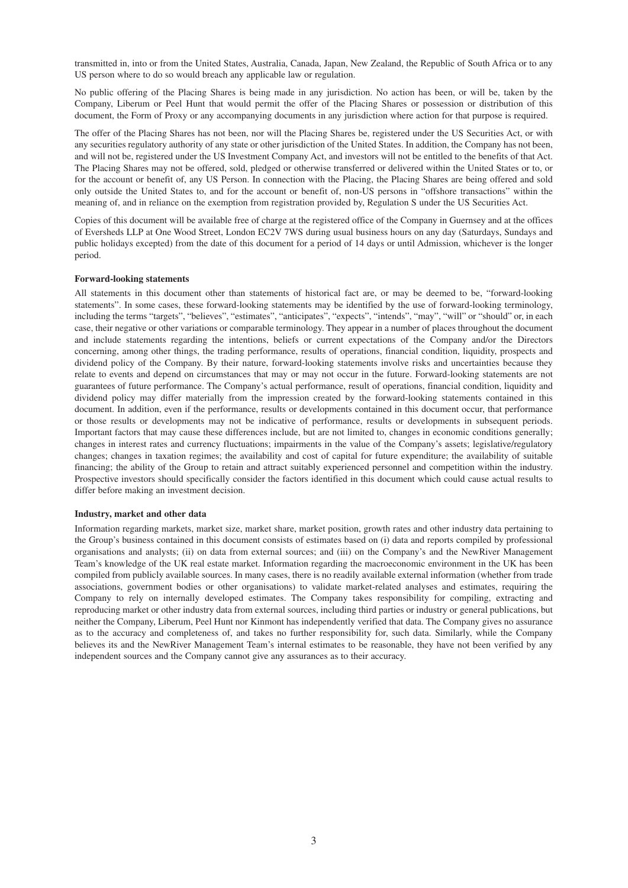transmitted in, into or from the United States, Australia, Canada, Japan, New Zealand, the Republic of South Africa or to any US person where to do so would breach any applicable law or regulation.

No public offering of the Placing Shares is being made in any jurisdiction. No action has been, or will be, taken by the Company, Liberum or Peel Hunt that would permit the offer of the Placing Shares or possession or distribution of this document, the Form of Proxy or any accompanying documents in any jurisdiction where action for that purpose is required.

The offer of the Placing Shares has not been, nor will the Placing Shares be, registered under the US Securities Act, or with any securities regulatory authority of any state or other jurisdiction of the United States. In addition, the Company has not been, and will not be, registered under the US Investment Company Act, and investors will not be entitled to the benefits of that Act. The Placing Shares may not be offered, sold, pledged or otherwise transferred or delivered within the United States or to, or for the account or benefit of, any US Person. In connection with the Placing, the Placing Shares are being offered and sold only outside the United States to, and for the account or benefit of, non-US persons in "offshore transactions" within the meaning of, and in reliance on the exemption from registration provided by, Regulation S under the US Securities Act.

Copies of this document will be available free of charge at the registered office of the Company in Guernsey and at the offices of Eversheds LLP at One Wood Street, London EC2V 7WS during usual business hours on any day (Saturdays, Sundays and public holidays excepted) from the date of this document for a period of 14 days or until Admission, whichever is the longer period.

**Forward-looking statements**

All statements in this document other than statements of historical fact are, or may be deemed to be, "forward-looking statements". In some cases, these forward-looking statements may be identified by the use of forward-looking terminology, including the terms "targets", "believes", "estimates", "anticipates", "expects", "intends", "may", "will" or "should" or, in each case, their negative or other variations or comparable terminology. They appear in a number of places throughout the document and include statements regarding the intentions, beliefs or current expectations of the Company and/or the Directors concerning, among other things, the trading performance, results of operations, financial condition, liquidity, prospects and dividend policy of the Company. By their nature, forward-looking statements involve risks and uncertainties because they relate to events and depend on circumstances that may or may not occur in the future. Forward-looking statements are not guarantees of future performance. The Company's actual performance, result of operations, financial condition, liquidity and dividend policy may differ materially from the impression created by the forward-looking statements contained in this document. In addition, even if the performance, results or developments contained in this document occur, that performance or those results or developments may not be indicative of performance, results or developments in subsequent periods. Important factors that may cause these differences include, but are not limited to, changes in economic conditions generally; changes in interest rates and currency fluctuations; impairments in the value of the Company's assets; legislative/regulatory changes; changes in taxation regimes; the availability and cost of capital for future expenditure; the availability of suitable financing; the ability of the Group to retain and attract suitably experienced personnel and competition within the industry. Prospective investors should specifically consider the factors identified in this document which could cause actual results to differ before making an investment decision.

**Industry, market and other data**

Information regarding markets, market size, market share, market position, growth rates and other industry data pertaining to the Group's business contained in this document consists of estimates based on (i) data and reports compiled by professional organisations and analysts; (ii) on data from external sources; and (iii) on the Company's and the NewRiver Management Team's knowledge of the UK real estate market. Information regarding the macroeconomic environment in the UK has been compiled from publicly available sources. In many cases, there is no readily available external information (whether from trade associations, government bodies or other organisations) to validate market-related analyses and estimates, requiring the Company to rely on internally developed estimates. The Company takes responsibility for compiling, extracting and reproducing market or other industry data from external sources, including third parties or industry or general publications, but neither the Company, Liberum, Peel Hunt nor Kinmont has independently verified that data. The Company gives no assurance as to the accuracy and completeness of, and takes no further responsibility for, such data. Similarly, while the Company believes its and the NewRiver Management Team's internal estimates to be reasonable, they have not been verified by any independent sources and the Company cannot give any assurances as to their accuracy.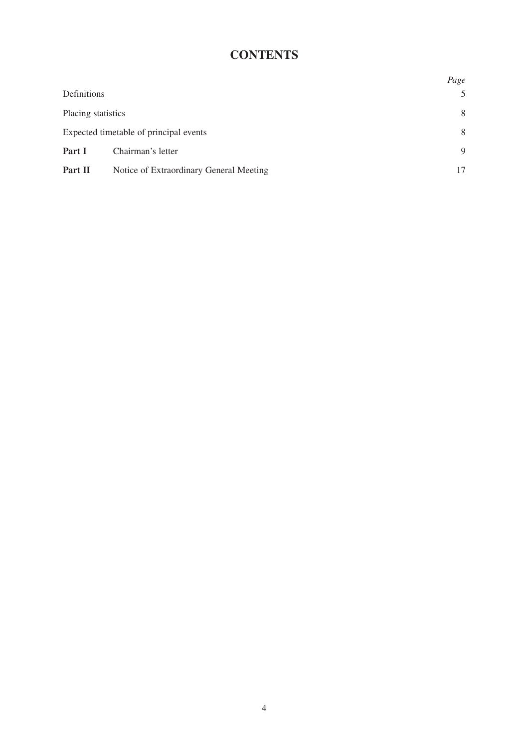# CONTENTS

| | | *Page* |
|---|---|---|
| Definitions | | 5 |
| Placing statistics | | 8 |
| Expected timetable of principal events | | 8 |
| **Part I** | Chairman's letter | 9 |
| **Part II** | Notice of Extraordinary General Meeting | 17 |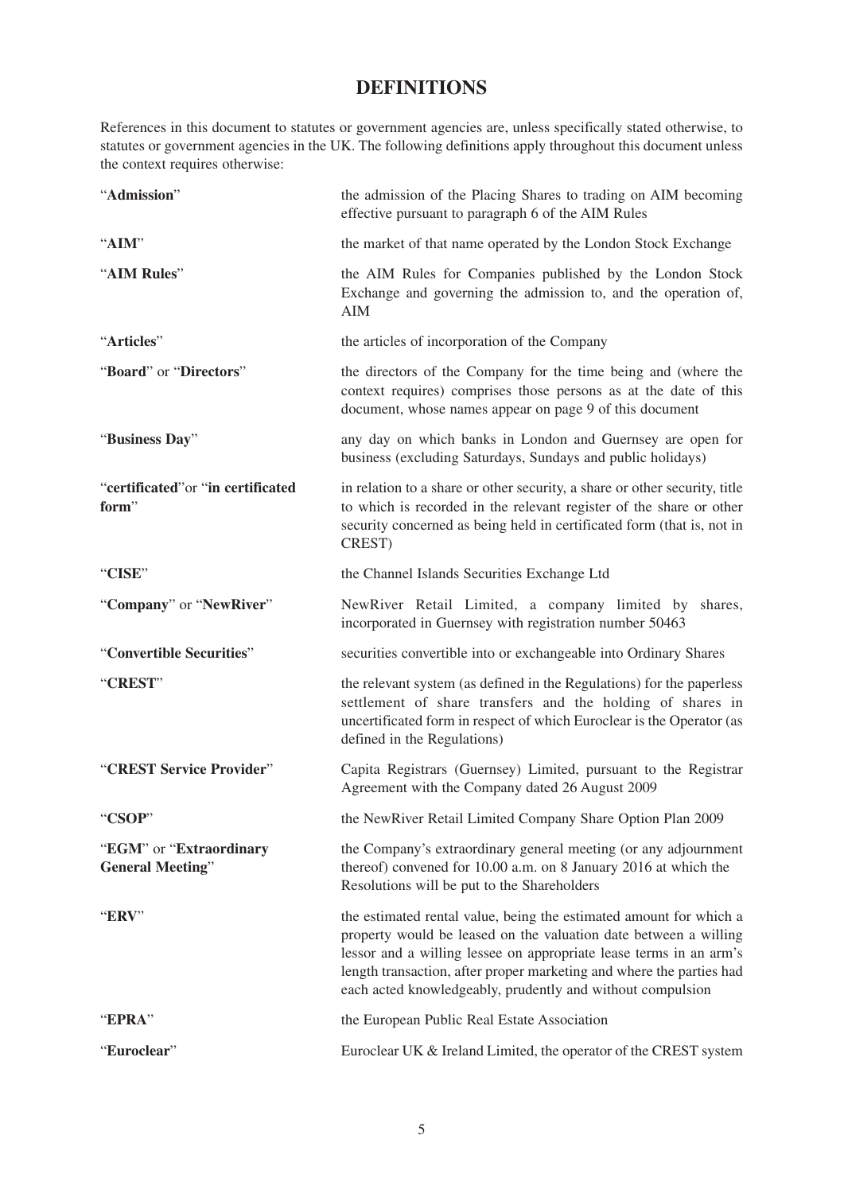# DEFINITIONS

References in this document to statutes or government agencies are, unless specifically stated otherwise, to statutes or government agencies in the UK. The following definitions apply throughout this document unless the context requires otherwise:

| | |
|---|---|
| "**Admission**" | the admission of the Placing Shares to trading on AIM becoming effective pursuant to paragraph 6 of the AIM Rules |
| "**AIM**" | the market of that name operated by the London Stock Exchange |
| "**AIM Rules**" | the AIM Rules for Companies published by the London Stock Exchange and governing the admission to, and the operation of, AIM |
| "**Articles**" | the articles of incorporation of the Company |
| "**Board**" or "**Directors**" | the directors of the Company for the time being and (where the context requires) comprises those persons as at the date of this document, whose names appear on page 9 of this document |
| "**Business Day**" | any day on which banks in London and Guernsey are open for business (excluding Saturdays, Sundays and public holidays) |
| "**certificated**" or "**in certificated form**" | in relation to a share or other security, a share or other security, title to which is recorded in the relevant register of the share or other security concerned as being held in certificated form (that is, not in CREST) |
| "**CISE**" | the Channel Islands Securities Exchange Ltd |
| "**Company**" or "**NewRiver**" | NewRiver Retail Limited, a company limited by shares, incorporated in Guernsey with registration number 50463 |
| "**Convertible Securities**" | securities convertible into or exchangeable into Ordinary Shares |
| "**CREST**" | the relevant system (as defined in the Regulations) for the paperless settlement of share transfers and the holding of shares in uncertificated form in respect of which Euroclear is the Operator (as defined in the Regulations) |
| "**CREST Service Provider**" | Capita Registrars (Guernsey) Limited, pursuant to the Registrar Agreement with the Company dated 26 August 2009 |
| "**CSOP**" | the NewRiver Retail Limited Company Share Option Plan 2009 |
| "**EGM**" or "**Extraordinary General Meeting**" | the Company's extraordinary general meeting (or any adjournment thereof) convened for 10.00 a.m. on 8 January 2016 at which the Resolutions will be put to the Shareholders |
| "**ERV**" | the estimated rental value, being the estimated amount for which a property would be leased on the valuation date between a willing lessor and a willing lessee on appropriate lease terms in an arm's length transaction, after proper marketing and where the parties had each acted knowledgeably, prudently and without compulsion |
| "**EPRA**" | the European Public Real Estate Association |
| "**Euroclear**" | Euroclear UK & Ireland Limited, the operator of the CREST system |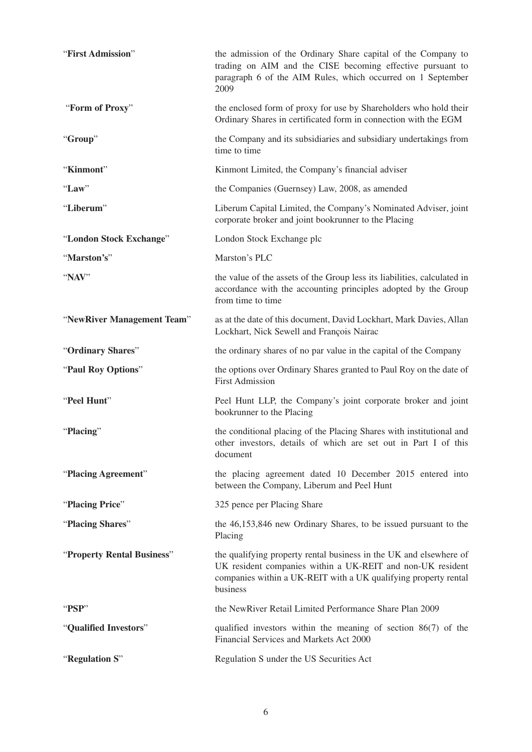| | |
|---|---|
| "**First Admission**" | the admission of the Ordinary Share capital of the Company to trading on AIM and the CISE becoming effective pursuant to paragraph 6 of the AIM Rules, which occurred on 1 September 2009 |
| "**Form of Proxy**" | the enclosed form of proxy for use by Shareholders who hold their Ordinary Shares in certificated form in connection with the EGM |
| "**Group**" | the Company and its subsidiaries and subsidiary undertakings from time to time |
| "**Kinmont**" | Kinmont Limited, the Company's financial adviser |
| "**Law**" | the Companies (Guernsey) Law, 2008, as amended |
| "**Liberum**" | Liberum Capital Limited, the Company's Nominated Adviser, joint corporate broker and joint bookrunner to the Placing |
| "**London Stock Exchange**" | London Stock Exchange plc |
| "**Marston's**" | Marston's PLC |
| "**NAV**" | the value of the assets of the Group less its liabilities, calculated in accordance with the accounting principles adopted by the Group from time to time |
| "**NewRiver Management Team**" | as at the date of this document, David Lockhart, Mark Davies, Allan Lockhart, Nick Sewell and François Nairac |
| "**Ordinary Shares**" | the ordinary shares of no par value in the capital of the Company |
| "**Paul Roy Options**" | the options over Ordinary Shares granted to Paul Roy on the date of First Admission |
| "**Peel Hunt**" | Peel Hunt LLP, the Company's joint corporate broker and joint bookrunner to the Placing |
| "**Placing**" | the conditional placing of the Placing Shares with institutional and other investors, details of which are set out in Part I of this document |
| "**Placing Agreement**" | the placing agreement dated 10 December 2015 entered into between the Company, Liberum and Peel Hunt |
| "**Placing Price**" | 325 pence per Placing Share |
| "**Placing Shares**" | the 46,153,846 new Ordinary Shares, to be issued pursuant to the Placing |
| "**Property Rental Business**" | the qualifying property rental business in the UK and elsewhere of UK resident companies within a UK-REIT and non-UK resident companies within a UK-REIT with a UK qualifying property rental business |
| "**PSP**" | the NewRiver Retail Limited Performance Share Plan 2009 |
| "**Qualified Investors**" | qualified investors within the meaning of section 86(7) of the Financial Services and Markets Act 2000 |
| "**Regulation S**" | Regulation S under the US Securities Act |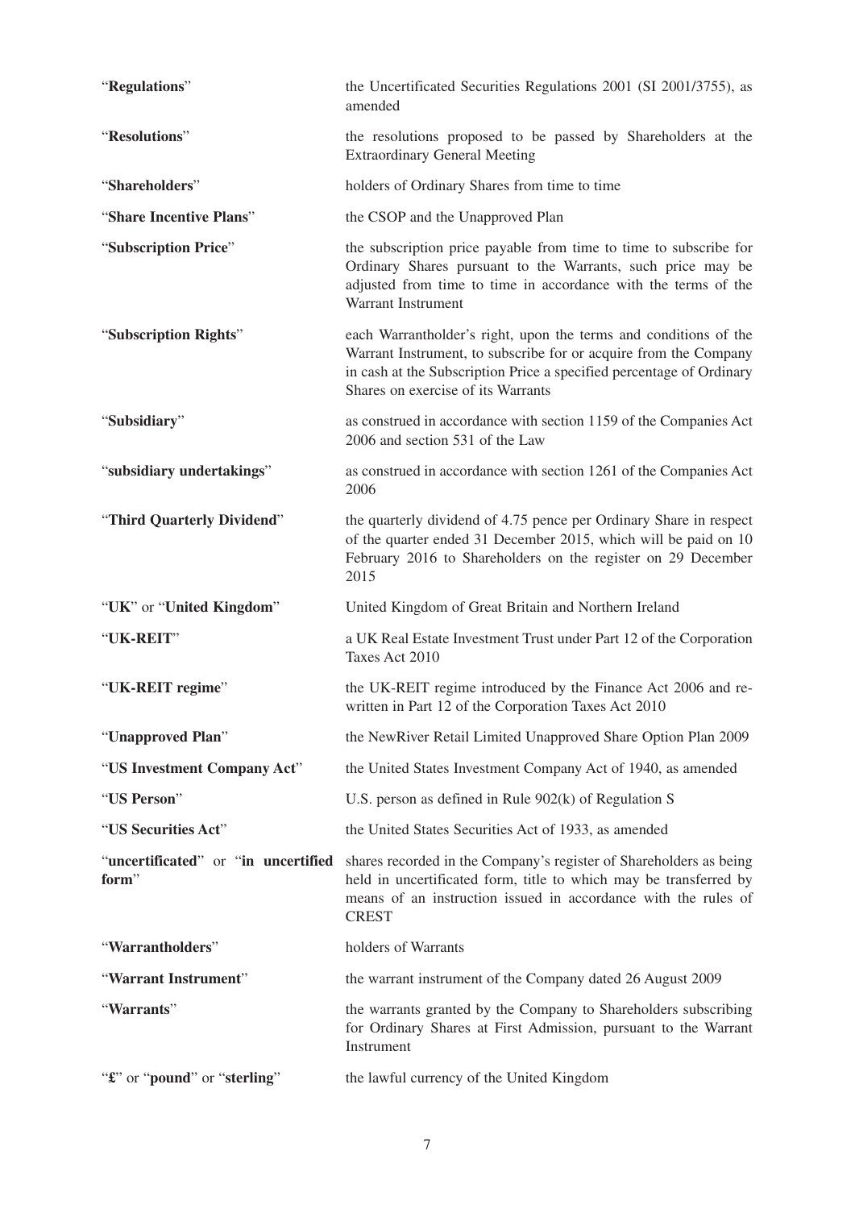| | |
|---|---|
| "**Regulations**" | the Uncertificated Securities Regulations 2001 (SI 2001/3755), as amended |
| "**Resolutions**" | the resolutions proposed to be passed by Shareholders at the Extraordinary General Meeting |
| "**Shareholders**" | holders of Ordinary Shares from time to time |
| "**Share Incentive Plans**" | the CSOP and the Unapproved Plan |
| "**Subscription Price**" | the subscription price payable from time to time to subscribe for Ordinary Shares pursuant to the Warrants, such price may be adjusted from time to time in accordance with the terms of the Warrant Instrument |
| "**Subscription Rights**" | each Warrantholder's right, upon the terms and conditions of the Warrant Instrument, to subscribe for or acquire from the Company in cash at the Subscription Price a specified percentage of Ordinary Shares on exercise of its Warrants |
| "**Subsidiary**" | as construed in accordance with section 1159 of the Companies Act 2006 and section 531 of the Law |
| "**subsidiary undertakings**" | as construed in accordance with section 1261 of the Companies Act 2006 |
| "**Third Quarterly Dividend**" | the quarterly dividend of 4.75 pence per Ordinary Share in respect of the quarter ended 31 December 2015, which will be paid on 10 February 2016 to Shareholders on the register on 29 December 2015 |
| "**UK**" or "**United Kingdom**" | United Kingdom of Great Britain and Northern Ireland |
| "**UK-REIT**" | a UK Real Estate Investment Trust under Part 12 of the Corporation Taxes Act 2010 |
| "**UK-REIT regime**" | the UK-REIT regime introduced by the Finance Act 2006 and re-written in Part 12 of the Corporation Taxes Act 2010 |
| "**Unapproved Plan**" | the NewRiver Retail Limited Unapproved Share Option Plan 2009 |
| "**US Investment Company Act**" | the United States Investment Company Act of 1940, as amended |
| "**US Person**" | U.S. person as defined in Rule 902(k) of Regulation S |
| "**US Securities Act**" | the United States Securities Act of 1933, as amended |
| "**uncertificated**" or "**in uncertified form**" | shares recorded in the Company's register of Shareholders as being held in uncertificated form, title to which may be transferred by means of an instruction issued in accordance with the rules of CREST |
| "**Warrantholders**" | holders of Warrants |
| "**Warrant Instrument**" | the warrant instrument of the Company dated 26 August 2009 |
| "**Warrants**" | the warrants granted by the Company to Shareholders subscribing for Ordinary Shares at First Admission, pursuant to the Warrant Instrument |
| "**£**" or "**pound**" or "**sterling**" | the lawful currency of the United Kingdom |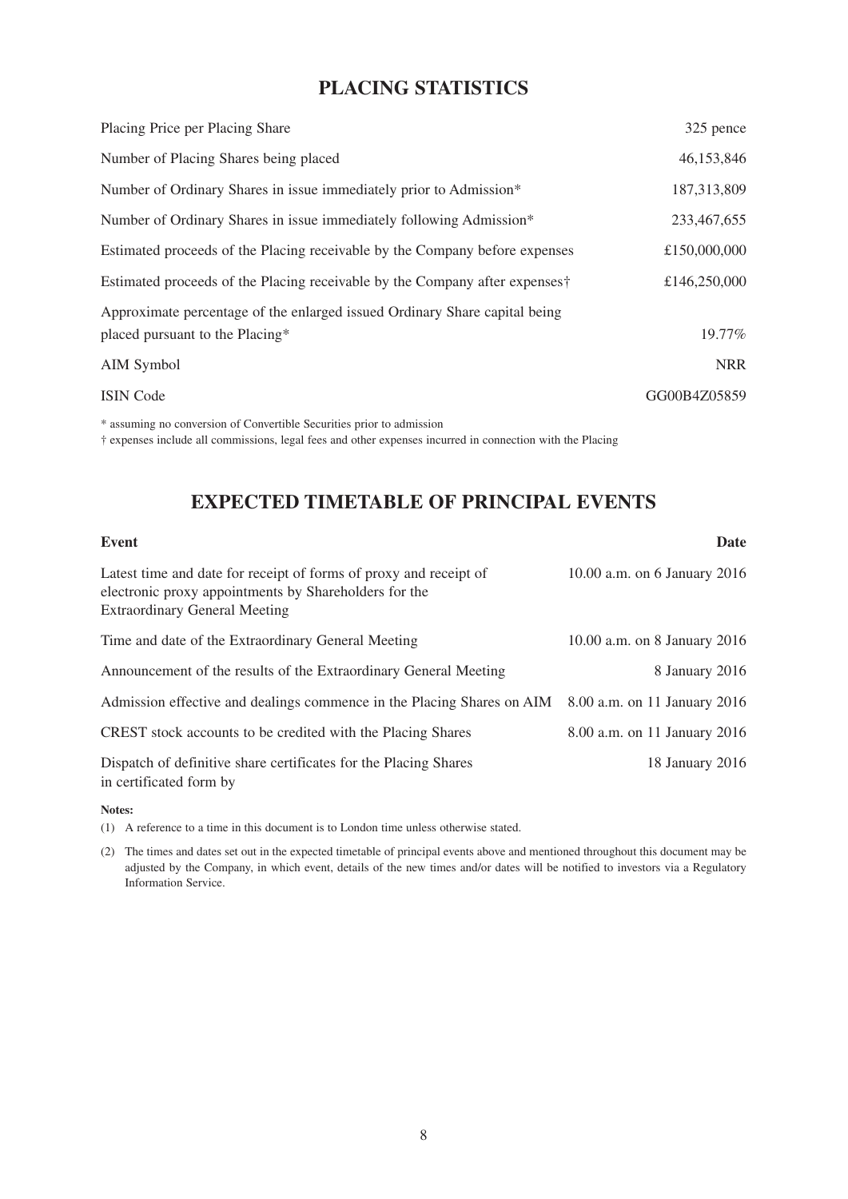## PLACING STATISTICS

| | |
|---|---|
| Placing Price per Placing Share | 325 pence |
| Number of Placing Shares being placed | 46,153,846 |
| Number of Ordinary Shares in issue immediately prior to Admission* | 187,313,809 |
| Number of Ordinary Shares in issue immediately following Admission* | 233,467,655 |
| Estimated proceeds of the Placing receivable by the Company before expenses | £150,000,000 |
| Estimated proceeds of the Placing receivable by the Company after expenses† | £146,250,000 |
| Approximate percentage of the enlarged issued Ordinary Share capital being placed pursuant to the Placing* | 19.77% |
| AIM Symbol | NRR |
| ISIN Code | GG00B4Z05859 |

\* assuming no conversion of Convertible Securities prior to admission

† expenses include all commissions, legal fees and other expenses incurred in connection with the Placing

## EXPECTED TIMETABLE OF PRINCIPAL EVENTS

| Event | Date |
|---|---|
| Latest time and date for receipt of forms of proxy and receipt of electronic proxy appointments by Shareholders for the Extraordinary General Meeting | 10.00 a.m. on 6 January 2016 |
| Time and date of the Extraordinary General Meeting | 10.00 a.m. on 8 January 2016 |
| Announcement of the results of the Extraordinary General Meeting | 8 January 2016 |
| Admission effective and dealings commence in the Placing Shares on AIM | 8.00 a.m. on 11 January 2016 |
| CREST stock accounts to be credited with the Placing Shares | 8.00 a.m. on 11 January 2016 |
| Dispatch of definitive share certificates for the Placing Shares in certificated form by | 18 January 2016 |

**Notes:**

(1) A reference to a time in this document is to London time unless otherwise stated.

(2) The times and dates set out in the expected timetable of principal events above and mentioned throughout this document may be adjusted by the Company, in which event, details of the new times and/or dates will be notified to investors via a Regulatory Information Service.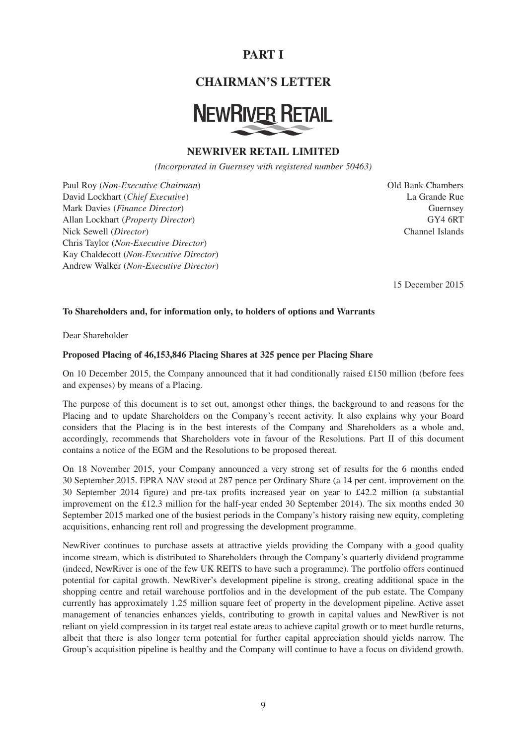# PART I

## CHAIRMAN'S LETTER

NEWRIVER RETAIL

### NEWRIVER RETAIL LIMITED

*(Incorporated in Guernsey with registered number 50463)*

Paul Roy (*Non-Executive Chairman*)
David Lockhart (*Chief Executive*)
Mark Davies (*Finance Director*)
Allan Lockhart (*Property Director*)
Nick Sewell (*Director*)
Chris Taylor (*Non-Executive Director*)
Kay Chaldecott (*Non-Executive Director*)
Andrew Walker (*Non-Executive Director*)

Old Bank Chambers
La Grande Rue
Guernsey
GY4 6RT
Channel Islands

15 December 2015

**To Shareholders and, for information only, to holders of options and Warrants**

Dear Shareholder

**Proposed Placing of 46,153,846 Placing Shares at 325 pence per Placing Share**

On 10 December 2015, the Company announced that it had conditionally raised £150 million (before fees and expenses) by means of a Placing.

The purpose of this document is to set out, amongst other things, the background to and reasons for the Placing and to update Shareholders on the Company's recent activity. It also explains why your Board considers that the Placing is in the best interests of the Company and Shareholders as a whole and, accordingly, recommends that Shareholders vote in favour of the Resolutions. Part II of this document contains a notice of the EGM and the Resolutions to be proposed thereat.

On 18 November 2015, your Company announced a very strong set of results for the 6 months ended 30 September 2015. EPRA NAV stood at 287 pence per Ordinary Share (a 14 per cent. improvement on the 30 September 2014 figure) and pre-tax profits increased year on year to £42.2 million (a substantial improvement on the £12.3 million for the half-year ended 30 September 2014). The six months ended 30 September 2015 marked one of the busiest periods in the Company's history raising new equity, completing acquisitions, enhancing rent roll and progressing the development programme.

NewRiver continues to purchase assets at attractive yields providing the Company with a good quality income stream, which is distributed to Shareholders through the Company's quarterly dividend programme (indeed, NewRiver is one of the few UK REITS to have such a programme). The portfolio offers continued potential for capital growth. NewRiver's development pipeline is strong, creating additional space in the shopping centre and retail warehouse portfolios and in the development of the pub estate. The Company currently has approximately 1.25 million square feet of property in the development pipeline. Active asset management of tenancies enhances yields, contributing to growth in capital values and NewRiver is not reliant on yield compression in its target real estate areas to achieve capital growth or to meet hurdle returns, albeit that there is also longer term potential for further capital appreciation should yields narrow. The Group's acquisition pipeline is healthy and the Company will continue to have a focus on dividend growth.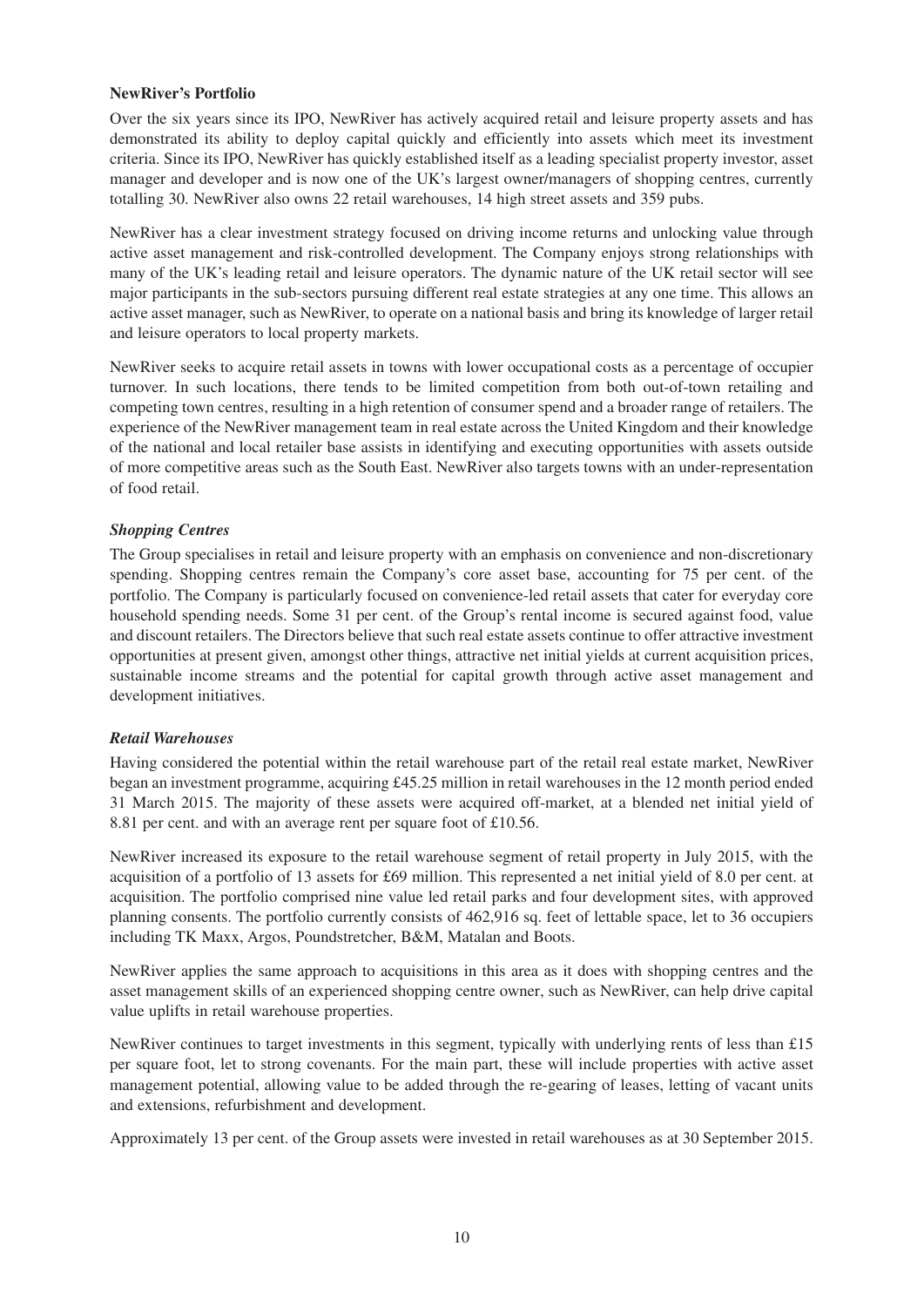**NewRiver's Portfolio**

Over the six years since its IPO, NewRiver has actively acquired retail and leisure property assets and has demonstrated its ability to deploy capital quickly and efficiently into assets which meet its investment criteria. Since its IPO, NewRiver has quickly established itself as a leading specialist property investor, asset manager and developer and is now one of the UK's largest owner/managers of shopping centres, currently totalling 30. NewRiver also owns 22 retail warehouses, 14 high street assets and 359 pubs.

NewRiver has a clear investment strategy focused on driving income returns and unlocking value through active asset management and risk-controlled development. The Company enjoys strong relationships with many of the UK's leading retail and leisure operators. The dynamic nature of the UK retail sector will see major participants in the sub-sectors pursuing different real estate strategies at any one time. This allows an active asset manager, such as NewRiver, to operate on a national basis and bring its knowledge of larger retail and leisure operators to local property markets.

NewRiver seeks to acquire retail assets in towns with lower occupational costs as a percentage of occupier turnover. In such locations, there tends to be limited competition from both out-of-town retailing and competing town centres, resulting in a high retention of consumer spend and a broader range of retailers. The experience of the NewRiver management team in real estate across the United Kingdom and their knowledge of the national and local retailer base assists in identifying and executing opportunities with assets outside of more competitive areas such as the South East. NewRiver also targets towns with an under-representation of food retail.

***Shopping Centres***

The Group specialises in retail and leisure property with an emphasis on convenience and non-discretionary spending. Shopping centres remain the Company's core asset base, accounting for 75 per cent. of the portfolio. The Company is particularly focused on convenience-led retail assets that cater for everyday core household spending needs. Some 31 per cent. of the Group's rental income is secured against food, value and discount retailers. The Directors believe that such real estate assets continue to offer attractive investment opportunities at present given, amongst other things, attractive net initial yields at current acquisition prices, sustainable income streams and the potential for capital growth through active asset management and development initiatives.

***Retail Warehouses***

Having considered the potential within the retail warehouse part of the retail real estate market, NewRiver began an investment programme, acquiring £45.25 million in retail warehouses in the 12 month period ended 31 March 2015. The majority of these assets were acquired off-market, at a blended net initial yield of 8.81 per cent. and with an average rent per square foot of £10.56.

NewRiver increased its exposure to the retail warehouse segment of retail property in July 2015, with the acquisition of a portfolio of 13 assets for £69 million. This represented a net initial yield of 8.0 per cent. at acquisition. The portfolio comprised nine value led retail parks and four development sites, with approved planning consents. The portfolio currently consists of 462,916 sq. feet of lettable space, let to 36 occupiers including TK Maxx, Argos, Poundstretcher, B&M, Matalan and Boots.

NewRiver applies the same approach to acquisitions in this area as it does with shopping centres and the asset management skills of an experienced shopping centre owner, such as NewRiver, can help drive capital value uplifts in retail warehouse properties.

NewRiver continues to target investments in this segment, typically with underlying rents of less than £15 per square foot, let to strong covenants. For the main part, these will include properties with active asset management potential, allowing value to be added through the re-gearing of leases, letting of vacant units and extensions, refurbishment and development.

Approximately 13 per cent. of the Group assets were invested in retail warehouses as at 30 September 2015.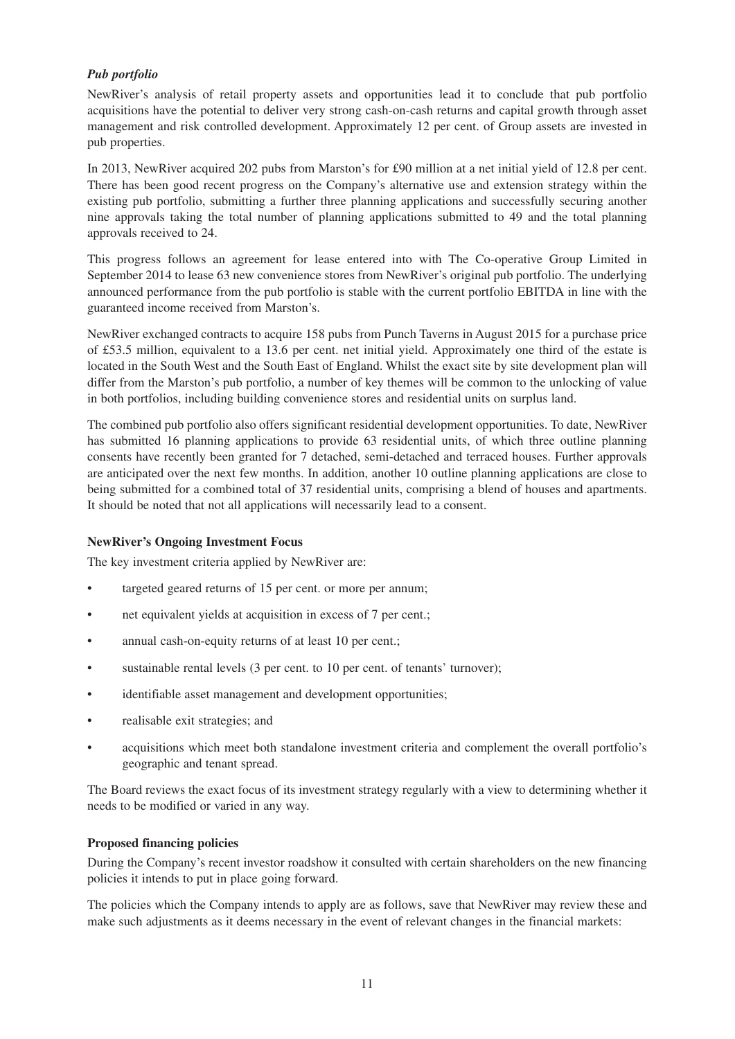### *Pub portfolio*

NewRiver's analysis of retail property assets and opportunities lead it to conclude that pub portfolio acquisitions have the potential to deliver very strong cash-on-cash returns and capital growth through asset management and risk controlled development. Approximately 12 per cent. of Group assets are invested in pub properties.

In 2013, NewRiver acquired 202 pubs from Marston's for £90 million at a net initial yield of 12.8 per cent. There has been good recent progress on the Company's alternative use and extension strategy within the existing pub portfolio, submitting a further three planning applications and successfully securing another nine approvals taking the total number of planning applications submitted to 49 and the total planning approvals received to 24.

This progress follows an agreement for lease entered into with The Co-operative Group Limited in September 2014 to lease 63 new convenience stores from NewRiver's original pub portfolio. The underlying announced performance from the pub portfolio is stable with the current portfolio EBITDA in line with the guaranteed income received from Marston's.

NewRiver exchanged contracts to acquire 158 pubs from Punch Taverns in August 2015 for a purchase price of £53.5 million, equivalent to a 13.6 per cent. net initial yield. Approximately one third of the estate is located in the South West and the South East of England. Whilst the exact site by site development plan will differ from the Marston's pub portfolio, a number of key themes will be common to the unlocking of value in both portfolios, including building convenience stores and residential units on surplus land.

The combined pub portfolio also offers significant residential development opportunities. To date, NewRiver has submitted 16 planning applications to provide 63 residential units, of which three outline planning consents have recently been granted for 7 detached, semi-detached and terraced houses. Further approvals are anticipated over the next few months. In addition, another 10 outline planning applications are close to being submitted for a combined total of 37 residential units, comprising a blend of houses and apartments. It should be noted that not all applications will necessarily lead to a consent.

### NewRiver's Ongoing Investment Focus

The key investment criteria applied by NewRiver are:

- targeted geared returns of 15 per cent. or more per annum;
- net equivalent yields at acquisition in excess of 7 per cent.;
- annual cash-on-equity returns of at least 10 per cent.;
- sustainable rental levels (3 per cent. to 10 per cent. of tenants' turnover);
- identifiable asset management and development opportunities;
- realisable exit strategies; and
- acquisitions which meet both standalone investment criteria and complement the overall portfolio's geographic and tenant spread.

The Board reviews the exact focus of its investment strategy regularly with a view to determining whether it needs to be modified or varied in any way.

### Proposed financing policies

During the Company's recent investor roadshow it consulted with certain shareholders on the new financing policies it intends to put in place going forward.

The policies which the Company intends to apply are as follows, save that NewRiver may review these and make such adjustments as it deems necessary in the event of relevant changes in the financial markets: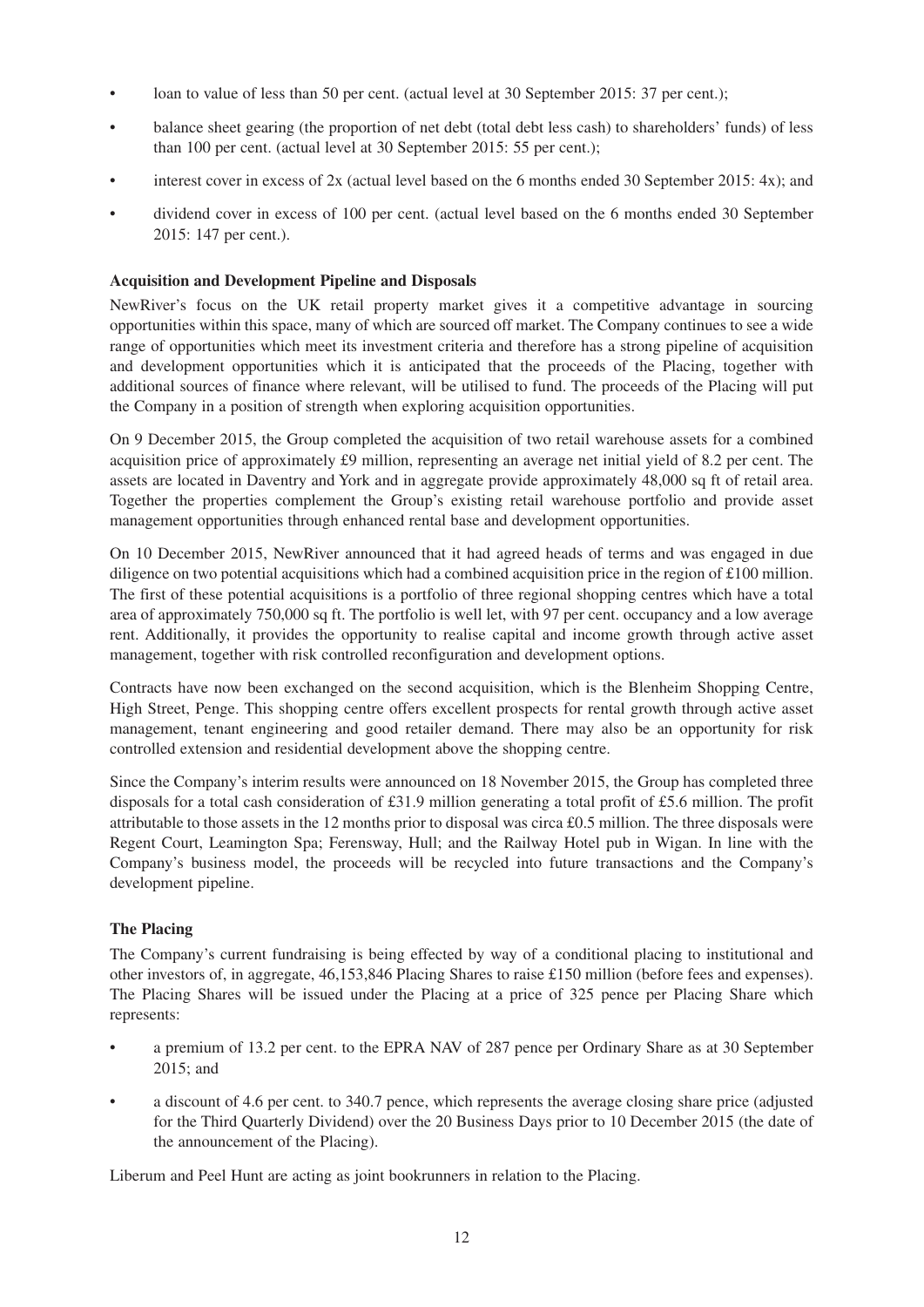- loan to value of less than 50 per cent. (actual level at 30 September 2015: 37 per cent.);
- balance sheet gearing (the proportion of net debt (total debt less cash) to shareholders' funds) of less than 100 per cent. (actual level at 30 September 2015: 55 per cent.);
- interest cover in excess of 2x (actual level based on the 6 months ended 30 September 2015: 4x); and
- dividend cover in excess of 100 per cent. (actual level based on the 6 months ended 30 September 2015: 147 per cent.).

**Acquisition and Development Pipeline and Disposals**

NewRiver's focus on the UK retail property market gives it a competitive advantage in sourcing opportunities within this space, many of which are sourced off market. The Company continues to see a wide range of opportunities which meet its investment criteria and therefore has a strong pipeline of acquisition and development opportunities which it is anticipated that the proceeds of the Placing, together with additional sources of finance where relevant, will be utilised to fund. The proceeds of the Placing will put the Company in a position of strength when exploring acquisition opportunities.

On 9 December 2015, the Group completed the acquisition of two retail warehouse assets for a combined acquisition price of approximately £9 million, representing an average net initial yield of 8.2 per cent. The assets are located in Daventry and York and in aggregate provide approximately 48,000 sq ft of retail area. Together the properties complement the Group's existing retail warehouse portfolio and provide asset management opportunities through enhanced rental base and development opportunities.

On 10 December 2015, NewRiver announced that it had agreed heads of terms and was engaged in due diligence on two potential acquisitions which had a combined acquisition price in the region of £100 million. The first of these potential acquisitions is a portfolio of three regional shopping centres which have a total area of approximately 750,000 sq ft. The portfolio is well let, with 97 per cent. occupancy and a low average rent. Additionally, it provides the opportunity to realise capital and income growth through active asset management, together with risk controlled reconfiguration and development options.

Contracts have now been exchanged on the second acquisition, which is the Blenheim Shopping Centre, High Street, Penge. This shopping centre offers excellent prospects for rental growth through active asset management, tenant engineering and good retailer demand. There may also be an opportunity for risk controlled extension and residential development above the shopping centre.

Since the Company's interim results were announced on 18 November 2015, the Group has completed three disposals for a total cash consideration of £31.9 million generating a total profit of £5.6 million. The profit attributable to those assets in the 12 months prior to disposal was circa £0.5 million. The three disposals were Regent Court, Leamington Spa; Ferensway, Hull; and the Railway Hotel pub in Wigan. In line with the Company's business model, the proceeds will be recycled into future transactions and the Company's development pipeline.

**The Placing**

The Company's current fundraising is being effected by way of a conditional placing to institutional and other investors of, in aggregate, 46,153,846 Placing Shares to raise £150 million (before fees and expenses). The Placing Shares will be issued under the Placing at a price of 325 pence per Placing Share which represents:

- a premium of 13.2 per cent. to the EPRA NAV of 287 pence per Ordinary Share as at 30 September 2015; and
- a discount of 4.6 per cent. to 340.7 pence, which represents the average closing share price (adjusted for the Third Quarterly Dividend) over the 20 Business Days prior to 10 December 2015 (the date of the announcement of the Placing).

Liberum and Peel Hunt are acting as joint bookrunners in relation to the Placing.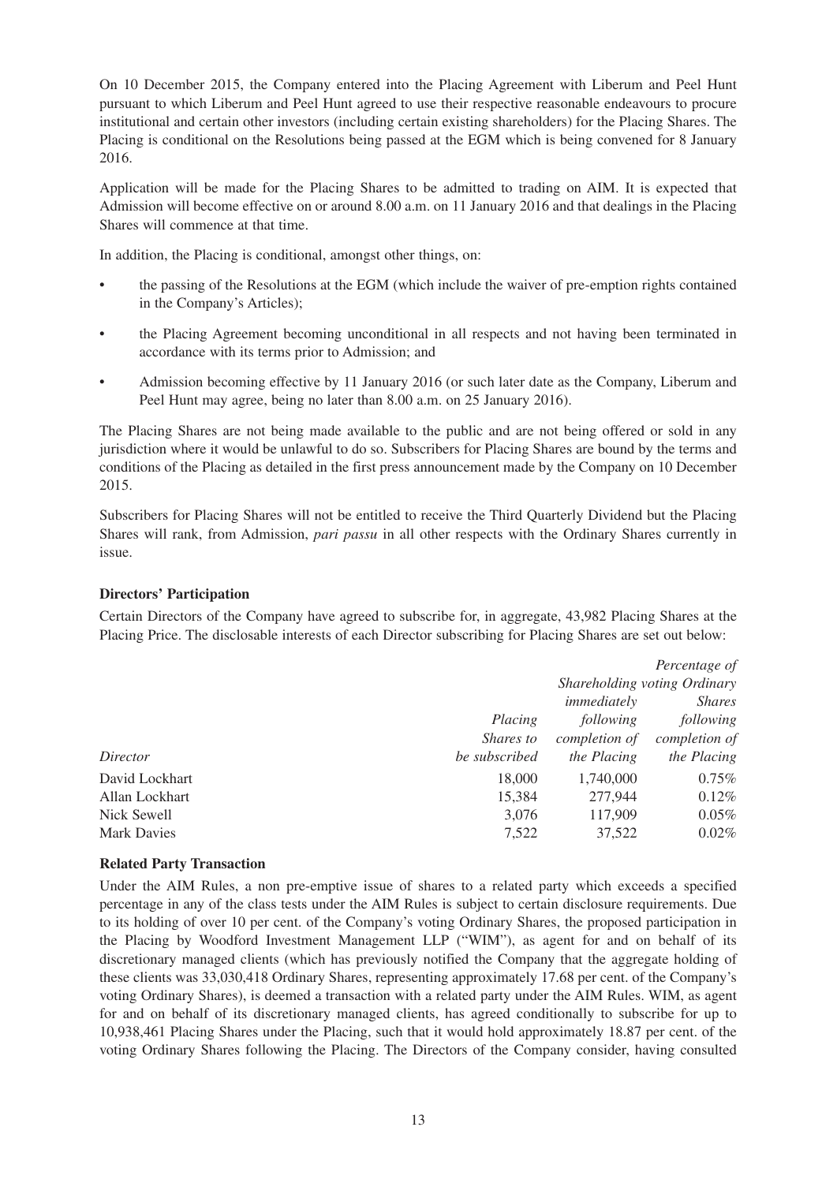On 10 December 2015, the Company entered into the Placing Agreement with Liberum and Peel Hunt pursuant to which Liberum and Peel Hunt agreed to use their respective reasonable endeavours to procure institutional and certain other investors (including certain existing shareholders) for the Placing Shares. The Placing is conditional on the Resolutions being passed at the EGM which is being convened for 8 January 2016.

Application will be made for the Placing Shares to be admitted to trading on AIM. It is expected that Admission will become effective on or around 8.00 a.m. on 11 January 2016 and that dealings in the Placing Shares will commence at that time.

In addition, the Placing is conditional, amongst other things, on:

- the passing of the Resolutions at the EGM (which include the waiver of pre-emption rights contained in the Company's Articles);
- the Placing Agreement becoming unconditional in all respects and not having been terminated in accordance with its terms prior to Admission; and
- Admission becoming effective by 11 January 2016 (or such later date as the Company, Liberum and Peel Hunt may agree, being no later than 8.00 a.m. on 25 January 2016).

The Placing Shares are not being made available to the public and are not being offered or sold in any jurisdiction where it would be unlawful to do so. Subscribers for Placing Shares are bound by the terms and conditions of the Placing as detailed in the first press announcement made by the Company on 10 December 2015.

Subscribers for Placing Shares will not be entitled to receive the Third Quarterly Dividend but the Placing Shares will rank, from Admission, *pari passu* in all other respects with the Ordinary Shares currently in issue.

**Directors' Participation**

Certain Directors of the Company have agreed to subscribe for, in aggregate, 43,982 Placing Shares at the Placing Price. The disclosable interests of each Director subscribing for Placing Shares are set out below:

| *Director* | *Placing Shares to be subscribed* | *Shareholding immediately following completion of the Placing* | *Percentage of voting Ordinary Shares following completion of the Placing* |
|---|---|---|---|
| David Lockhart | 18,000 | 1,740,000 | 0.75% |
| Allan Lockhart | 15,384 | 277,944 | 0.12% |
| Nick Sewell | 3,076 | 117,909 | 0.05% |
| Mark Davies | 7,522 | 37,522 | 0.02% |

**Related Party Transaction**

Under the AIM Rules, a non pre-emptive issue of shares to a related party which exceeds a specified percentage in any of the class tests under the AIM Rules is subject to certain disclosure requirements. Due to its holding of over 10 per cent. of the Company's voting Ordinary Shares, the proposed participation in the Placing by Woodford Investment Management LLP ("WIM"), as agent for and on behalf of its discretionary managed clients (which has previously notified the Company that the aggregate holding of these clients was 33,030,418 Ordinary Shares, representing approximately 17.68 per cent. of the Company's voting Ordinary Shares), is deemed a transaction with a related party under the AIM Rules. WIM, as agent for and on behalf of its discretionary managed clients, has agreed conditionally to subscribe for up to 10,938,461 Placing Shares under the Placing, such that it would hold approximately 18.87 per cent. of the voting Ordinary Shares following the Placing. The Directors of the Company consider, having consulted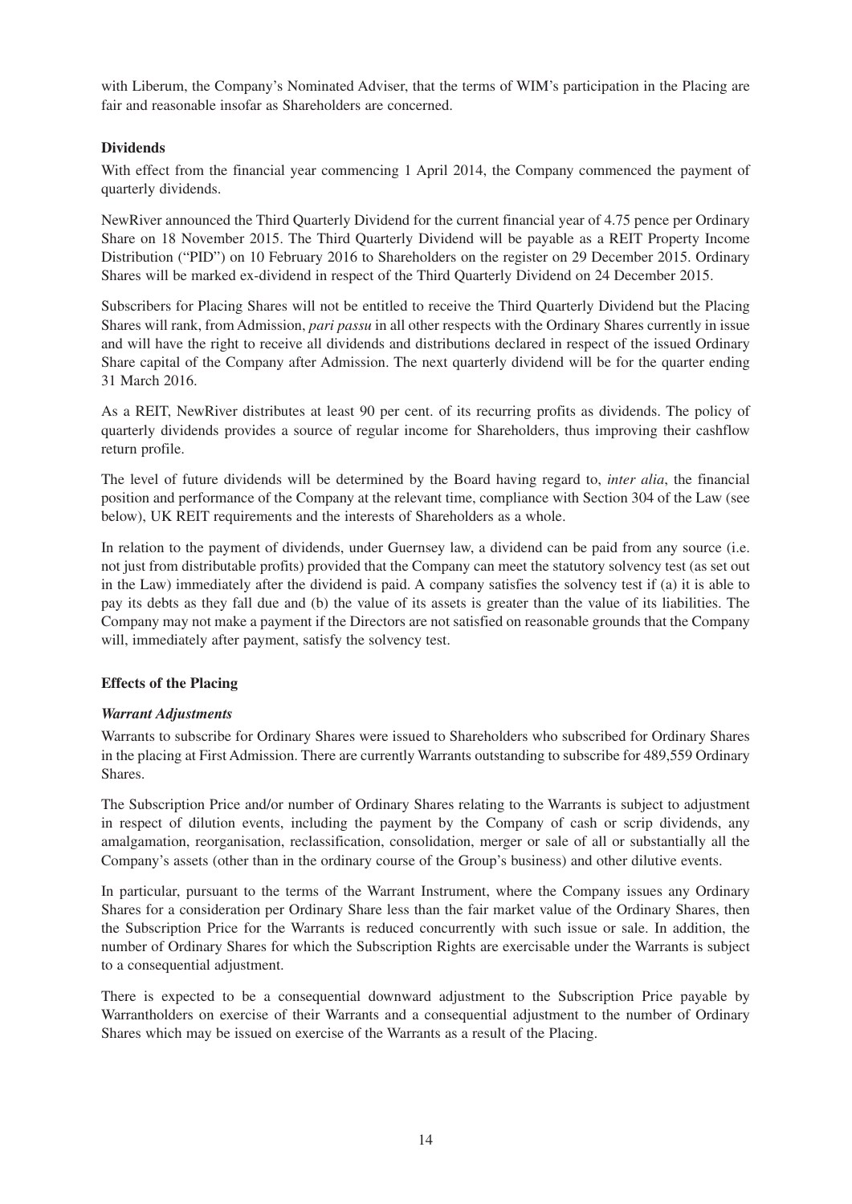with Liberum, the Company's Nominated Adviser, that the terms of WIM's participation in the Placing are fair and reasonable insofar as Shareholders are concerned.

**Dividends**

With effect from the financial year commencing 1 April 2014, the Company commenced the payment of quarterly dividends.

NewRiver announced the Third Quarterly Dividend for the current financial year of 4.75 pence per Ordinary Share on 18 November 2015. The Third Quarterly Dividend will be payable as a REIT Property Income Distribution ("PID") on 10 February 2016 to Shareholders on the register on 29 December 2015. Ordinary Shares will be marked ex-dividend in respect of the Third Quarterly Dividend on 24 December 2015.

Subscribers for Placing Shares will not be entitled to receive the Third Quarterly Dividend but the Placing Shares will rank, from Admission, *pari passu* in all other respects with the Ordinary Shares currently in issue and will have the right to receive all dividends and distributions declared in respect of the issued Ordinary Share capital of the Company after Admission. The next quarterly dividend will be for the quarter ending 31 March 2016.

As a REIT, NewRiver distributes at least 90 per cent. of its recurring profits as dividends. The policy of quarterly dividends provides a source of regular income for Shareholders, thus improving their cashflow return profile.

The level of future dividends will be determined by the Board having regard to, *inter alia*, the financial position and performance of the Company at the relevant time, compliance with Section 304 of the Law (see below), UK REIT requirements and the interests of Shareholders as a whole.

In relation to the payment of dividends, under Guernsey law, a dividend can be paid from any source (i.e. not just from distributable profits) provided that the Company can meet the statutory solvency test (as set out in the Law) immediately after the dividend is paid. A company satisfies the solvency test if (a) it is able to pay its debts as they fall due and (b) the value of its assets is greater than the value of its liabilities. The Company may not make a payment if the Directors are not satisfied on reasonable grounds that the Company will, immediately after payment, satisfy the solvency test.

**Effects of the Placing**

***Warrant Adjustments***

Warrants to subscribe for Ordinary Shares were issued to Shareholders who subscribed for Ordinary Shares in the placing at First Admission. There are currently Warrants outstanding to subscribe for 489,559 Ordinary Shares.

The Subscription Price and/or number of Ordinary Shares relating to the Warrants is subject to adjustment in respect of dilution events, including the payment by the Company of cash or scrip dividends, any amalgamation, reorganisation, reclassification, consolidation, merger or sale of all or substantially all the Company's assets (other than in the ordinary course of the Group's business) and other dilutive events.

In particular, pursuant to the terms of the Warrant Instrument, where the Company issues any Ordinary Shares for a consideration per Ordinary Share less than the fair market value of the Ordinary Shares, then the Subscription Price for the Warrants is reduced concurrently with such issue or sale. In addition, the number of Ordinary Shares for which the Subscription Rights are exercisable under the Warrants is subject to a consequential adjustment.

There is expected to be a consequential downward adjustment to the Subscription Price payable by Warrantholders on exercise of their Warrants and a consequential adjustment to the number of Ordinary Shares which may be issued on exercise of the Warrants as a result of the Placing.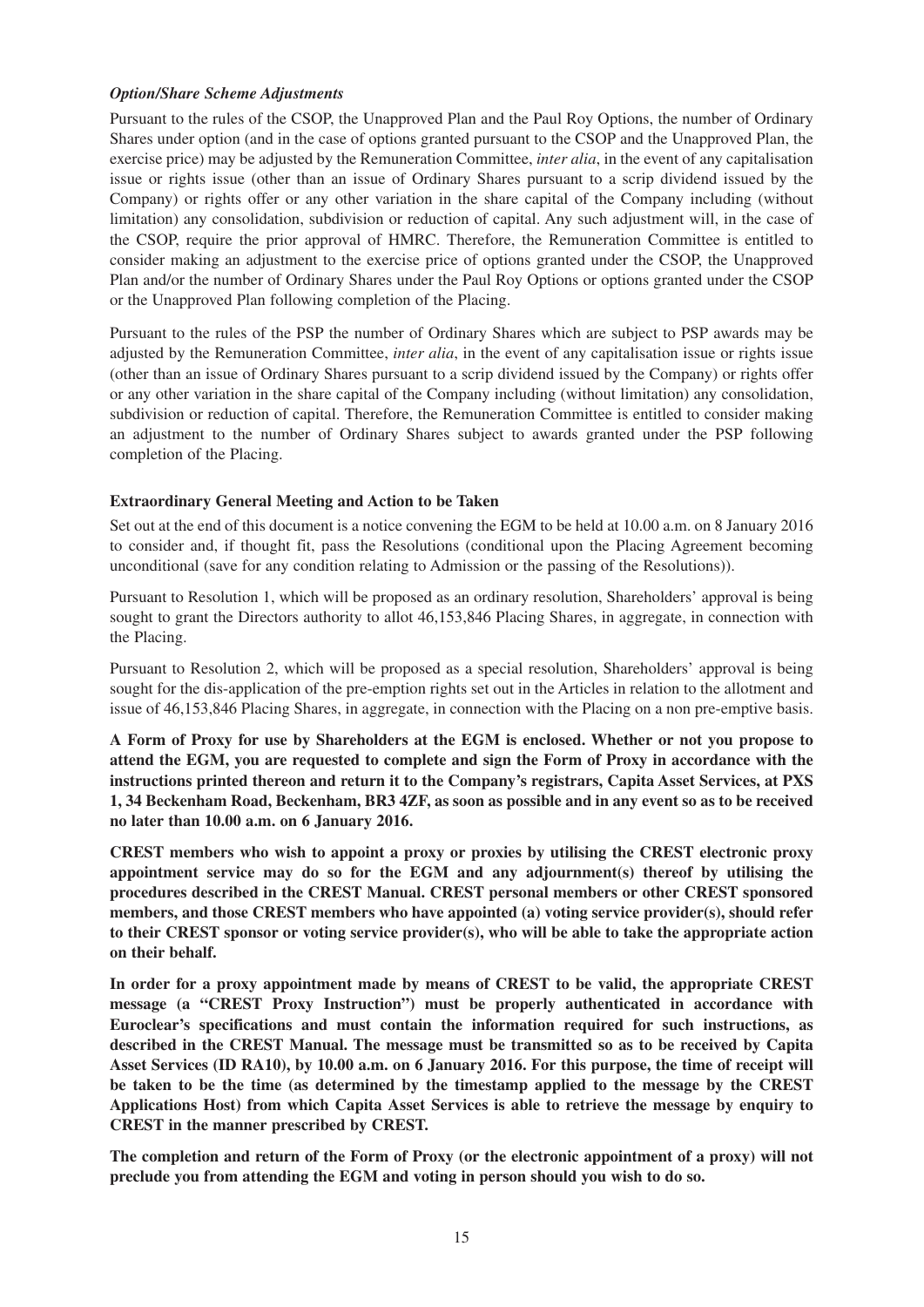### *Option/Share Scheme Adjustments*

Pursuant to the rules of the CSOP, the Unapproved Plan and the Paul Roy Options, the number of Ordinary Shares under option (and in the case of options granted pursuant to the CSOP and the Unapproved Plan, the exercise price) may be adjusted by the Remuneration Committee, *inter alia*, in the event of any capitalisation issue or rights issue (other than an issue of Ordinary Shares pursuant to a scrip dividend issued by the Company) or rights offer or any other variation in the share capital of the Company including (without limitation) any consolidation, subdivision or reduction of capital. Any such adjustment will, in the case of the CSOP, require the prior approval of HMRC. Therefore, the Remuneration Committee is entitled to consider making an adjustment to the exercise price of options granted under the CSOP, the Unapproved Plan and/or the number of Ordinary Shares under the Paul Roy Options or options granted under the CSOP or the Unapproved Plan following completion of the Placing.

Pursuant to the rules of the PSP the number of Ordinary Shares which are subject to PSP awards may be adjusted by the Remuneration Committee, *inter alia*, in the event of any capitalisation issue or rights issue (other than an issue of Ordinary Shares pursuant to a scrip dividend issued by the Company) or rights offer or any other variation in the share capital of the Company including (without limitation) any consolidation, subdivision or reduction of capital. Therefore, the Remuneration Committee is entitled to consider making an adjustment to the number of Ordinary Shares subject to awards granted under the PSP following completion of the Placing.

### Extraordinary General Meeting and Action to be Taken

Set out at the end of this document is a notice convening the EGM to be held at 10.00 a.m. on 8 January 2016 to consider and, if thought fit, pass the Resolutions (conditional upon the Placing Agreement becoming unconditional (save for any condition relating to Admission or the passing of the Resolutions)).

Pursuant to Resolution 1, which will be proposed as an ordinary resolution, Shareholders' approval is being sought to grant the Directors authority to allot 46,153,846 Placing Shares, in aggregate, in connection with the Placing.

Pursuant to Resolution 2, which will be proposed as a special resolution, Shareholders' approval is being sought for the dis-application of the pre-emption rights set out in the Articles in relation to the allotment and issue of 46,153,846 Placing Shares, in aggregate, in connection with the Placing on a non pre-emptive basis.

**A Form of Proxy for use by Shareholders at the EGM is enclosed. Whether or not you propose to attend the EGM, you are requested to complete and sign the Form of Proxy in accordance with the instructions printed thereon and return it to the Company's registrars, Capita Asset Services, at PXS 1, 34 Beckenham Road, Beckenham, BR3 4ZF, as soon as possible and in any event so as to be received no later than 10.00 a.m. on 6 January 2016.**

**CREST members who wish to appoint a proxy or proxies by utilising the CREST electronic proxy appointment service may do so for the EGM and any adjournment(s) thereof by utilising the procedures described in the CREST Manual. CREST personal members or other CREST sponsored members, and those CREST members who have appointed (a) voting service provider(s), should refer to their CREST sponsor or voting service provider(s), who will be able to take the appropriate action on their behalf.**

**In order for a proxy appointment made by means of CREST to be valid, the appropriate CREST message (a "CREST Proxy Instruction") must be properly authenticated in accordance with Euroclear's specifications and must contain the information required for such instructions, as described in the CREST Manual. The message must be transmitted so as to be received by Capita Asset Services (ID RA10), by 10.00 a.m. on 6 January 2016. For this purpose, the time of receipt will be taken to be the time (as determined by the timestamp applied to the message by the CREST Applications Host) from which Capita Asset Services is able to retrieve the message by enquiry to CREST in the manner prescribed by CREST.**

**The completion and return of the Form of Proxy (or the electronic appointment of a proxy) will not preclude you from attending the EGM and voting in person should you wish to do so.**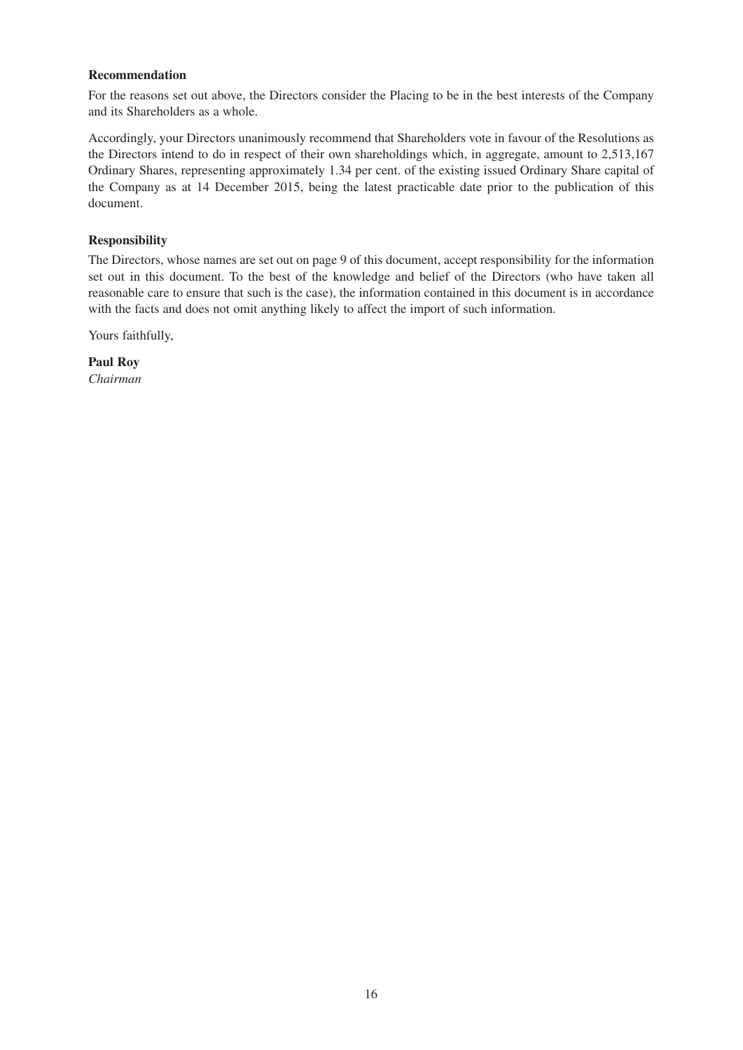**Recommendation**

For the reasons set out above, the Directors consider the Placing to be in the best interests of the Company and its Shareholders as a whole.

Accordingly, your Directors unanimously recommend that Shareholders vote in favour of the Resolutions as the Directors intend to do in respect of their own shareholdings which, in aggregate, amount to 2,513,167 Ordinary Shares, representing approximately 1.34 per cent. of the existing issued Ordinary Share capital of the Company as at 14 December 2015, being the latest practicable date prior to the publication of this document.

**Responsibility**

The Directors, whose names are set out on page 9 of this document, accept responsibility for the information set out in this document. To the best of the knowledge and belief of the Directors (who have taken all reasonable care to ensure that such is the case), the information contained in this document is in accordance with the facts and does not omit anything likely to affect the import of such information.

Yours faithfully,

**Paul Roy**
*Chairman*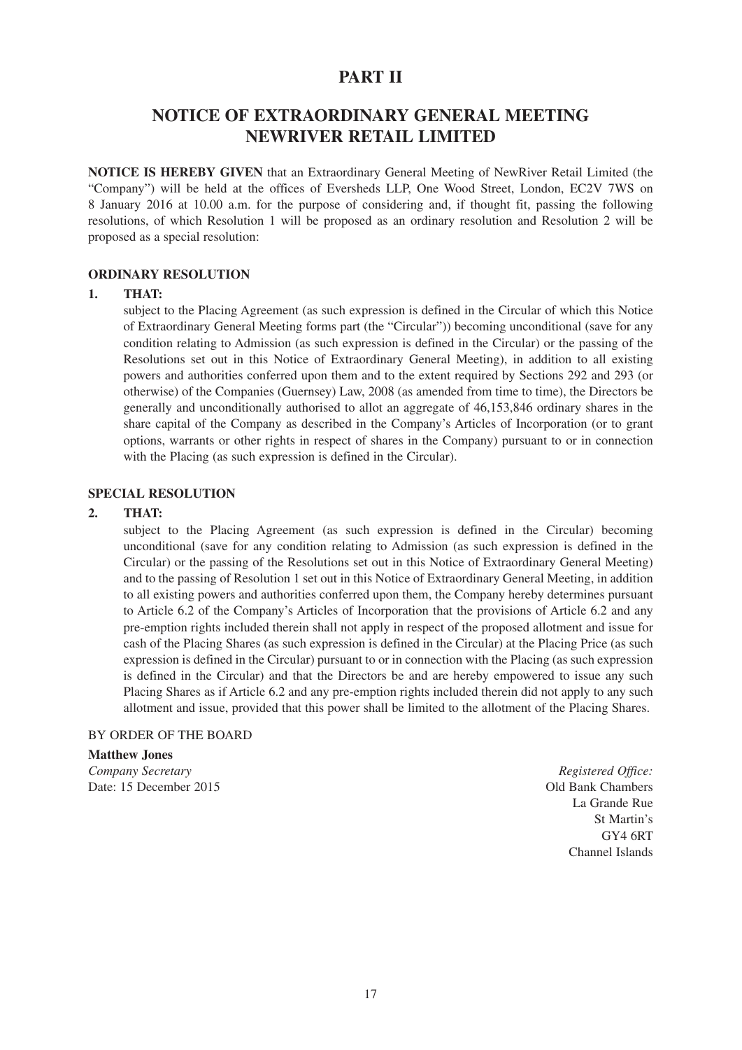# PART II

# NOTICE OF EXTRAORDINARY GENERAL MEETING NEWRIVER RETAIL LIMITED

**NOTICE IS HEREBY GIVEN** that an Extraordinary General Meeting of NewRiver Retail Limited (the "Company") will be held at the offices of Eversheds LLP, One Wood Street, London, EC2V 7WS on 8 January 2016 at 10.00 a.m. for the purpose of considering and, if thought fit, passing the following resolutions, of which Resolution 1 will be proposed as an ordinary resolution and Resolution 2 will be proposed as a special resolution:

### ORDINARY RESOLUTION

**1. THAT:**

subject to the Placing Agreement (as such expression is defined in the Circular of which this Notice of Extraordinary General Meeting forms part (the "Circular")) becoming unconditional (save for any condition relating to Admission (as such expression is defined in the Circular) or the passing of the Resolutions set out in this Notice of Extraordinary General Meeting), in addition to all existing powers and authorities conferred upon them and to the extent required by Sections 292 and 293 (or otherwise) of the Companies (Guernsey) Law, 2008 (as amended from time to time), the Directors be generally and unconditionally authorised to allot an aggregate of 46,153,846 ordinary shares in the share capital of the Company as described in the Company's Articles of Incorporation (or to grant options, warrants or other rights in respect of shares in the Company) pursuant to or in connection with the Placing (as such expression is defined in the Circular).

### SPECIAL RESOLUTION

**2. THAT:**

subject to the Placing Agreement (as such expression is defined in the Circular) becoming unconditional (save for any condition relating to Admission (as such expression is defined in the Circular) or the passing of the Resolutions set out in this Notice of Extraordinary General Meeting) and to the passing of Resolution 1 set out in this Notice of Extraordinary General Meeting, in addition to all existing powers and authorities conferred upon them, the Company hereby determines pursuant to Article 6.2 of the Company's Articles of Incorporation that the provisions of Article 6.2 and any pre-emption rights included therein shall not apply in respect of the proposed allotment and issue for cash of the Placing Shares (as such expression is defined in the Circular) at the Placing Price (as such expression is defined in the Circular) pursuant to or in connection with the Placing (as such expression is defined in the Circular) and that the Directors be and are hereby empowered to issue any such Placing Shares as if Article 6.2 and any pre-emption rights included therein did not apply to any such allotment and issue, provided that this power shall be limited to the allotment of the Placing Shares.

BY ORDER OF THE BOARD

**Matthew Jones**
*Company Secretary*
Date: 15 December 2015

*Registered Office:*
Old Bank Chambers
La Grande Rue
St Martin's
GY4 6RT
Channel Islands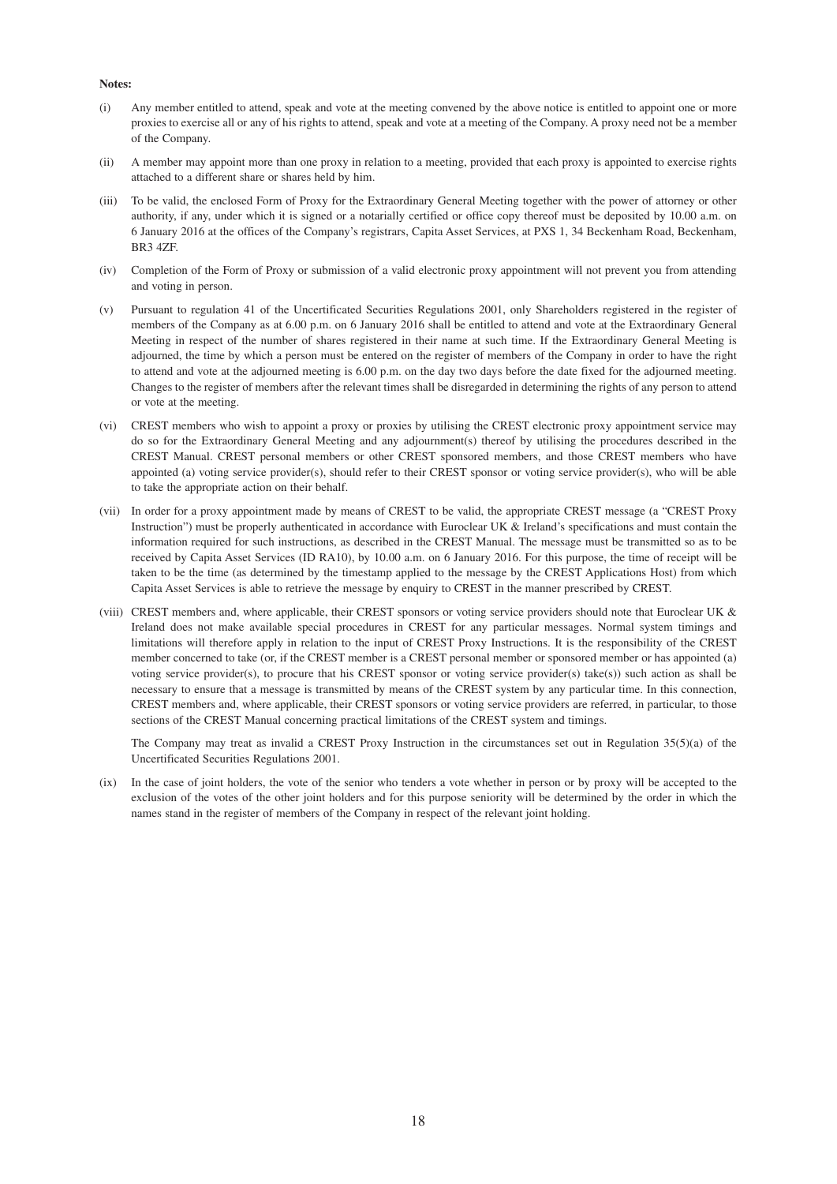**Notes:**

(i) Any member entitled to attend, speak and vote at the meeting convened by the above notice is entitled to appoint one or more proxies to exercise all or any of his rights to attend, speak and vote at a meeting of the Company. A proxy need not be a member of the Company.

(ii) A member may appoint more than one proxy in relation to a meeting, provided that each proxy is appointed to exercise rights attached to a different share or shares held by him.

(iii) To be valid, the enclosed Form of Proxy for the Extraordinary General Meeting together with the power of attorney or other authority, if any, under which it is signed or a notarially certified or office copy thereof must be deposited by 10.00 a.m. on 6 January 2016 at the offices of the Company's registrars, Capita Asset Services, at PXS 1, 34 Beckenham Road, Beckenham, BR3 4ZF.

(iv) Completion of the Form of Proxy or submission of a valid electronic proxy appointment will not prevent you from attending and voting in person.

(v) Pursuant to regulation 41 of the Uncertificated Securities Regulations 2001, only Shareholders registered in the register of members of the Company as at 6.00 p.m. on 6 January 2016 shall be entitled to attend and vote at the Extraordinary General Meeting in respect of the number of shares registered in their name at such time. If the Extraordinary General Meeting is adjourned, the time by which a person must be entered on the register of members of the Company in order to have the right to attend and vote at the adjourned meeting is 6.00 p.m. on the day two days before the date fixed for the adjourned meeting. Changes to the register of members after the relevant times shall be disregarded in determining the rights of any person to attend or vote at the meeting.

(vi) CREST members who wish to appoint a proxy or proxies by utilising the CREST electronic proxy appointment service may do so for the Extraordinary General Meeting and any adjournment(s) thereof by utilising the procedures described in the CREST Manual. CREST personal members or other CREST sponsored members, and those CREST members who have appointed (a) voting service provider(s), should refer to their CREST sponsor or voting service provider(s), who will be able to take the appropriate action on their behalf.

(vii) In order for a proxy appointment made by means of CREST to be valid, the appropriate CREST message (a "CREST Proxy Instruction") must be properly authenticated in accordance with Euroclear UK & Ireland's specifications and must contain the information required for such instructions, as described in the CREST Manual. The message must be transmitted so as to be received by Capita Asset Services (ID RA10), by 10.00 a.m. on 6 January 2016. For this purpose, the time of receipt will be taken to be the time (as determined by the timestamp applied to the message by the CREST Applications Host) from which Capita Asset Services is able to retrieve the message by enquiry to CREST in the manner prescribed by CREST.

(viii) CREST members and, where applicable, their CREST sponsors or voting service providers should note that Euroclear UK & Ireland does not make available special procedures in CREST for any particular messages. Normal system timings and limitations will therefore apply in relation to the input of CREST Proxy Instructions. It is the responsibility of the CREST member concerned to take (or, if the CREST member is a CREST personal member or sponsored member or has appointed (a) voting service provider(s), to procure that his CREST sponsor or voting service provider(s) take(s)) such action as shall be necessary to ensure that a message is transmitted by means of the CREST system by any particular time. In this connection, CREST members and, where applicable, their CREST sponsors or voting service providers are referred, in particular, to those sections of the CREST Manual concerning practical limitations of the CREST system and timings.

The Company may treat as invalid a CREST Proxy Instruction in the circumstances set out in Regulation 35(5)(a) of the Uncertificated Securities Regulations 2001.

(ix) In the case of joint holders, the vote of the senior who tenders a vote whether in person or by proxy will be accepted to the exclusion of the votes of the other joint holders and for this purpose seniority will be determined by the order in which the names stand in the register of members of the Company in respect of the relevant joint holding.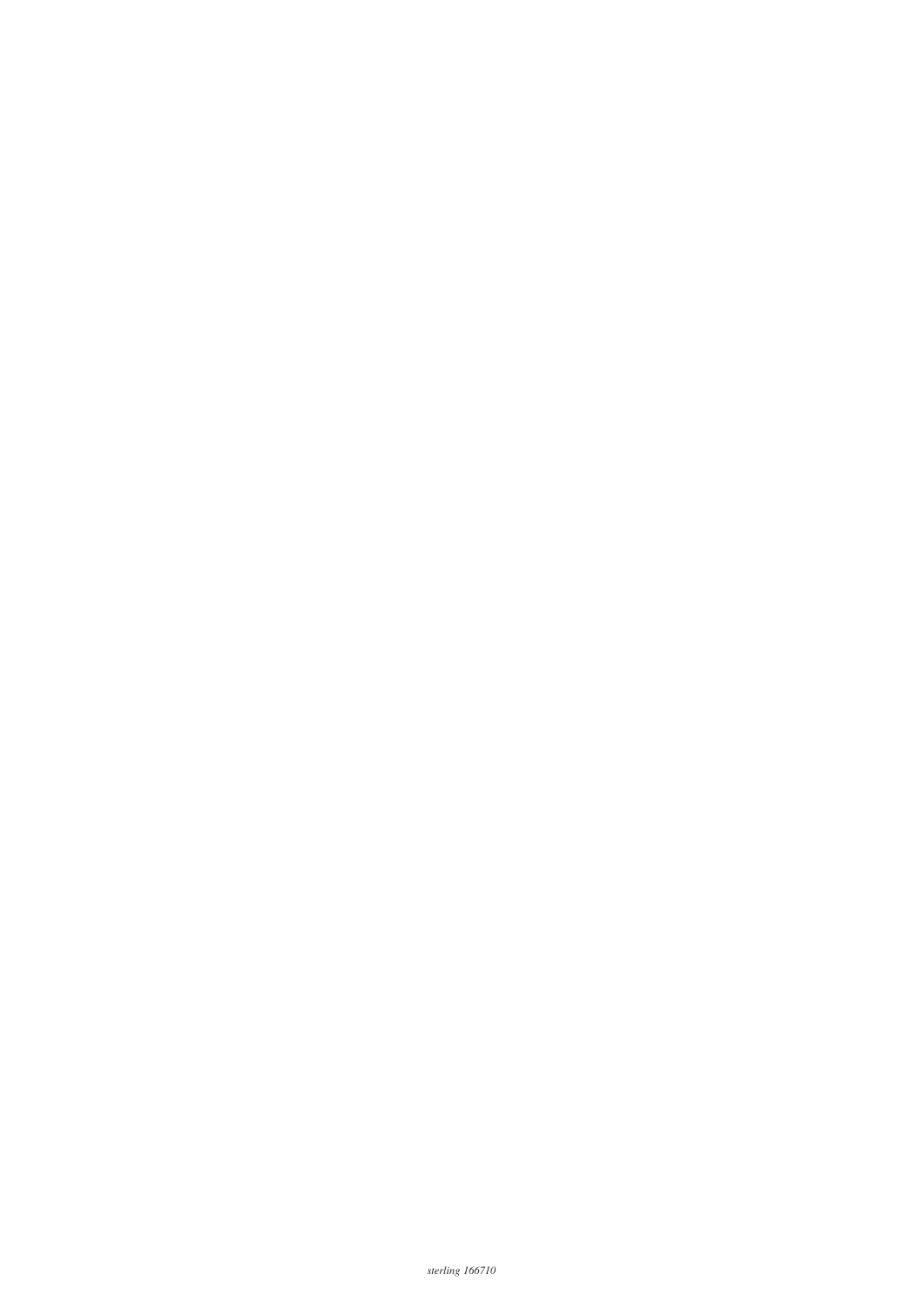*sterling 166710*